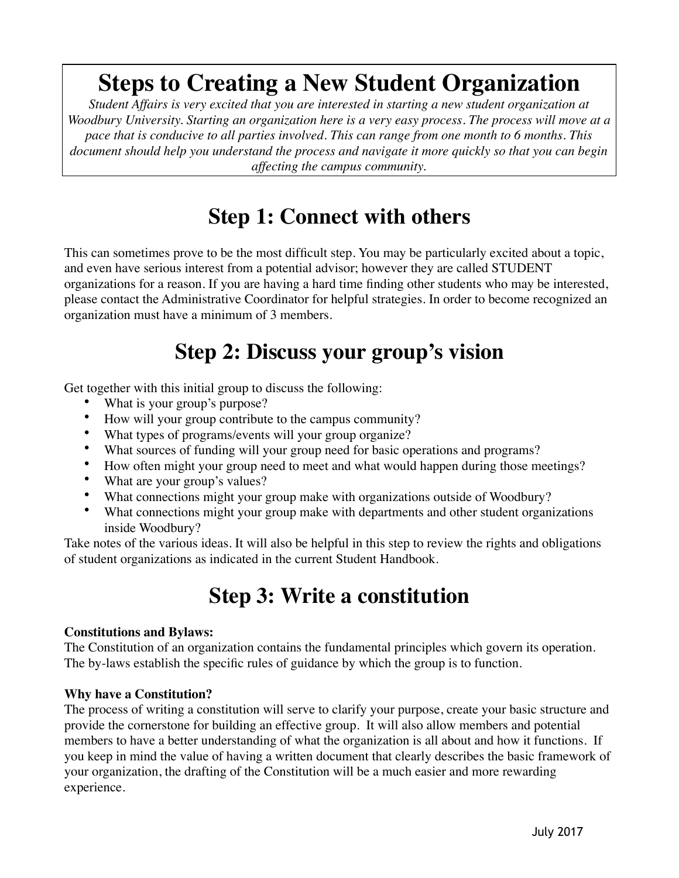# Steps to Creating a New Student Organization

*Student Affairs is very excited that you are interested in starting a new student organization at Woodbury University. Starting an organization here is a very easy process. The process will move at a pace that is conducive to all parties involved. This can range from one month to 6 months. This document should help you understand the process and navigate it more quickly so that you can begin affecting the campus community.*

## Step 1: Connect with others

This can sometimes prove to be the most difficult step. You may be particularly excited about a topic, and even have serious interest from a potential advisor; however they are called STUDENT organizations for a reason. If you are having a hard time finding other students who may be interested, please contact the Administrative Coordinator for helpful strategies. In order to become recognized an organization must have a minimum of 3 members.

## Step 2: Discuss your group's vision

Get together with this initial group to discuss the following:

- What is your group's purpose?
- How will your group contribute to the campus community?
- What types of programs/events will your group organize?
- What sources of funding will your group need for basic operations and programs?
- How often might your group need to meet and what would happen during those meetings?
- What are your group's values?
- What connections might your group make with organizations outside of Woodbury?
- What connections might your group make with departments and other student organizations inside Woodbury?

Take notes of the various ideas. It will also be helpful in this step to review the rights and obligations of student organizations as indicated in the current Student Handbook.

## Step 3: Write a constitution

**Constitutions and Bylaws:**
The Constitution of an organization contains the fundamental principles which govern its operation. The by-laws establish the specific rules of guidance by which the group is to function.

**Why have a Constitution?**
The process of writing a constitution will serve to clarify your purpose, create your basic structure and provide the cornerstone for building an effective group. It will also allow members and potential members to have a better understanding of what the organization is all about and how it functions. If you keep in mind the value of having a written document that clearly describes the basic framework of your organization, the drafting of the Constitution will be a much easier and more rewarding experience.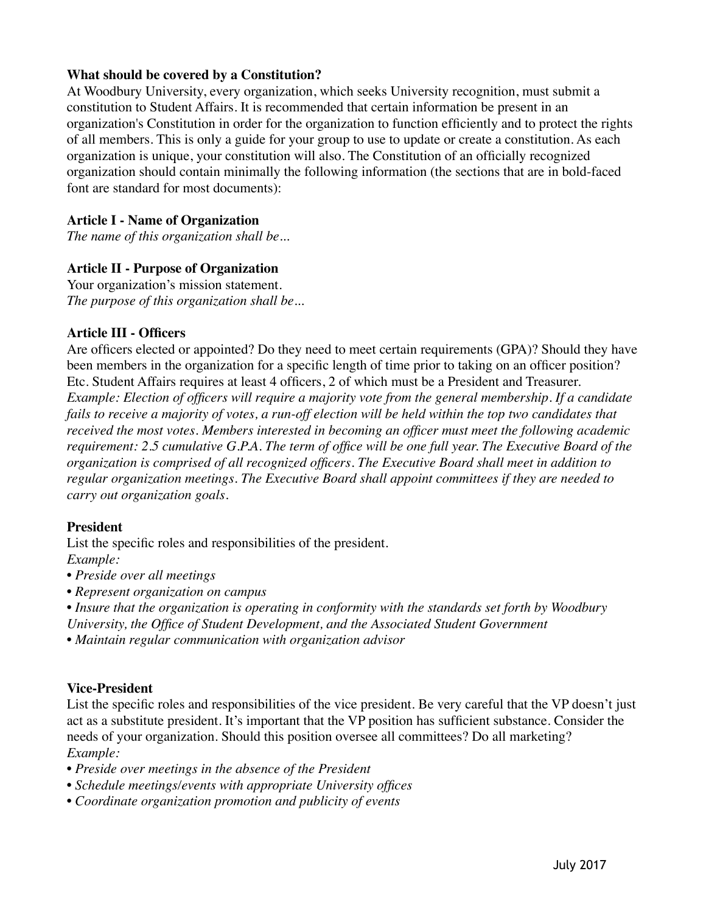**What should be covered by a Constitution?**

At Woodbury University, every organization, which seeks University recognition, must submit a constitution to Student Affairs. It is recommended that certain information be present in an organization's Constitution in order for the organization to function efficiently and to protect the rights of all members. This is only a guide for your group to use to update or create a constitution. As each organization is unique, your constitution will also. The Constitution of an officially recognized organization should contain minimally the following information (the sections that are in bold-faced font are standard for most documents):

**Article I - Name of Organization**

*The name of this organization shall be…*

**Article II - Purpose of Organization**

Your organization's mission statement.
*The purpose of this organization shall be…*

**Article III - Officers**

Are officers elected or appointed? Do they need to meet certain requirements (GPA)? Should they have been members in the organization for a specific length of time prior to taking on an officer position? Etc. Student Affairs requires at least 4 officers, 2 of which must be a President and Treasurer.
*Example: Election of officers will require a majority vote from the general membership. If a candidate fails to receive a majority of votes, a run-off election will be held within the top two candidates that received the most votes. Members interested in becoming an officer must meet the following academic requirement: 2.5 cumulative G.P.A. The term of office will be one full year. The Executive Board of the organization is comprised of all recognized officers. The Executive Board shall meet in addition to regular organization meetings. The Executive Board shall appoint committees if they are needed to carry out organization goals.*

**President**

List the specific roles and responsibilities of the president.
*Example:*

- *Preside over all meetings*
- *Represent organization on campus*
- *Insure that the organization is operating in conformity with the standards set forth by Woodbury University, the Office of Student Development, and the Associated Student Government*
- *Maintain regular communication with organization advisor*

**Vice-President**

List the specific roles and responsibilities of the vice president. Be very careful that the VP doesn't just act as a substitute president. It's important that the VP position has sufficient substance. Consider the needs of your organization. Should this position oversee all committees? Do all marketing?
*Example:*

- *Preside over meetings in the absence of the President*
- *Schedule meetings/events with appropriate University offices*
- *Coordinate organization promotion and publicity of events*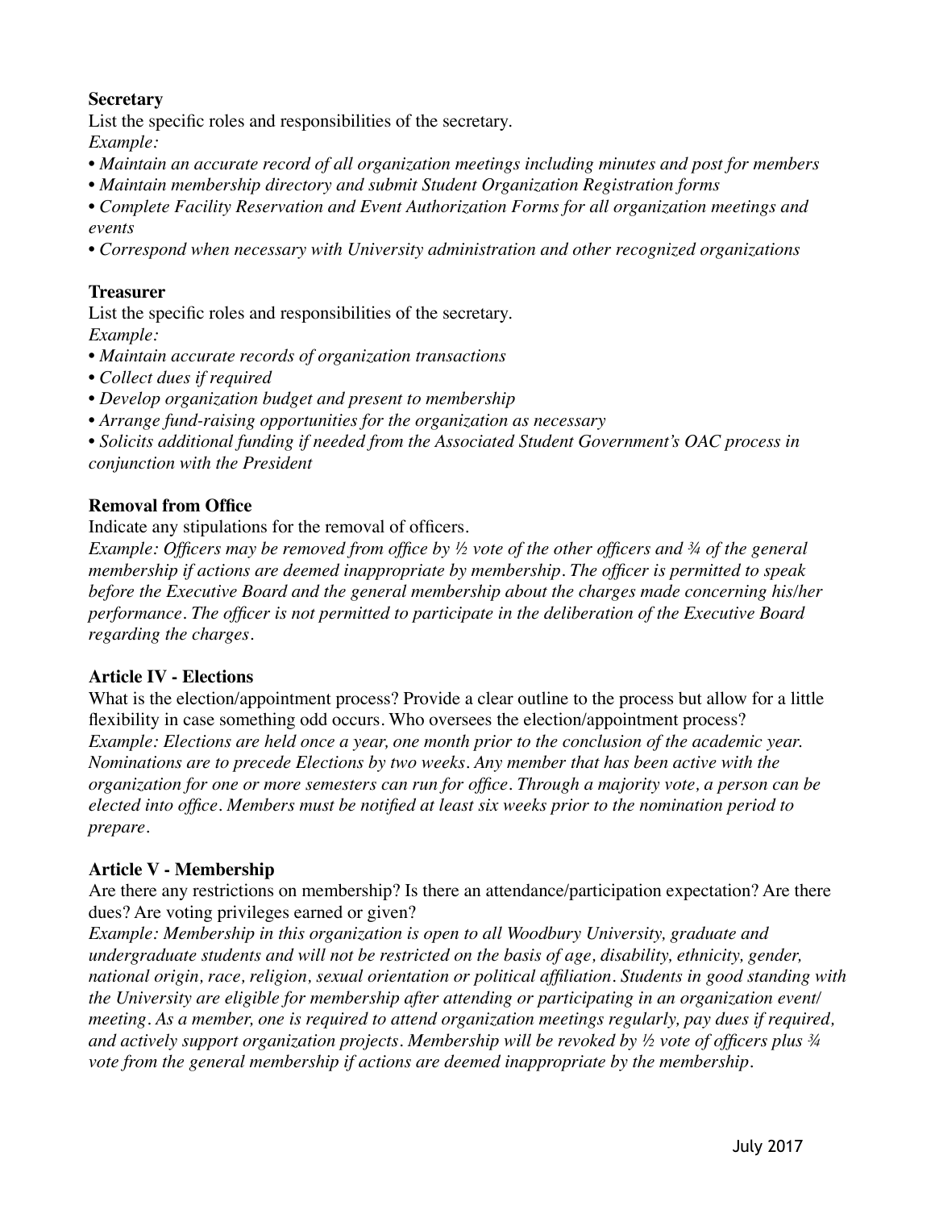**Secretary**

List the specific roles and responsibilities of the secretary.

*Example:*

- *Maintain an accurate record of all organization meetings including minutes and post for members*
- *Maintain membership directory and submit Student Organization Registration forms*
- *Complete Facility Reservation and Event Authorization Forms for all organization meetings and events*
- *Correspond when necessary with University administration and other recognized organizations*

**Treasurer**

List the specific roles and responsibilities of the secretary.

*Example:*

- *Maintain accurate records of organization transactions*
- *Collect dues if required*
- *Develop organization budget and present to membership*
- *Arrange fund-raising opportunities for the organization as necessary*
- *Solicits additional funding if needed from the Associated Student Government's OAC process in conjunction with the President*

**Removal from Office**

Indicate any stipulations for the removal of officers.

*Example: Officers may be removed from office by ½ vote of the other officers and ¾ of the general membership if actions are deemed inappropriate by membership. The officer is permitted to speak before the Executive Board and the general membership about the charges made concerning his/her performance. The officer is not permitted to participate in the deliberation of the Executive Board regarding the charges.*

**Article IV - Elections**

What is the election/appointment process? Provide a clear outline to the process but allow for a little flexibility in case something odd occurs. Who oversees the election/appointment process?

*Example: Elections are held once a year, one month prior to the conclusion of the academic year. Nominations are to precede Elections by two weeks. Any member that has been active with the organization for one or more semesters can run for office. Through a majority vote, a person can be elected into office. Members must be notified at least six weeks prior to the nomination period to prepare.*

**Article V - Membership**

Are there any restrictions on membership? Is there an attendance/participation expectation? Are there dues? Are voting privileges earned or given?

*Example: Membership in this organization is open to all Woodbury University, graduate and undergraduate students and will not be restricted on the basis of age, disability, ethnicity, gender, national origin, race, religion, sexual orientation or political affiliation. Students in good standing with the University are eligible for membership after attending or participating in an organization event/meeting. As a member, one is required to attend organization meetings regularly, pay dues if required, and actively support organization projects. Membership will be revoked by ½ vote of officers plus ¾ vote from the general membership if actions are deemed inappropriate by the membership.*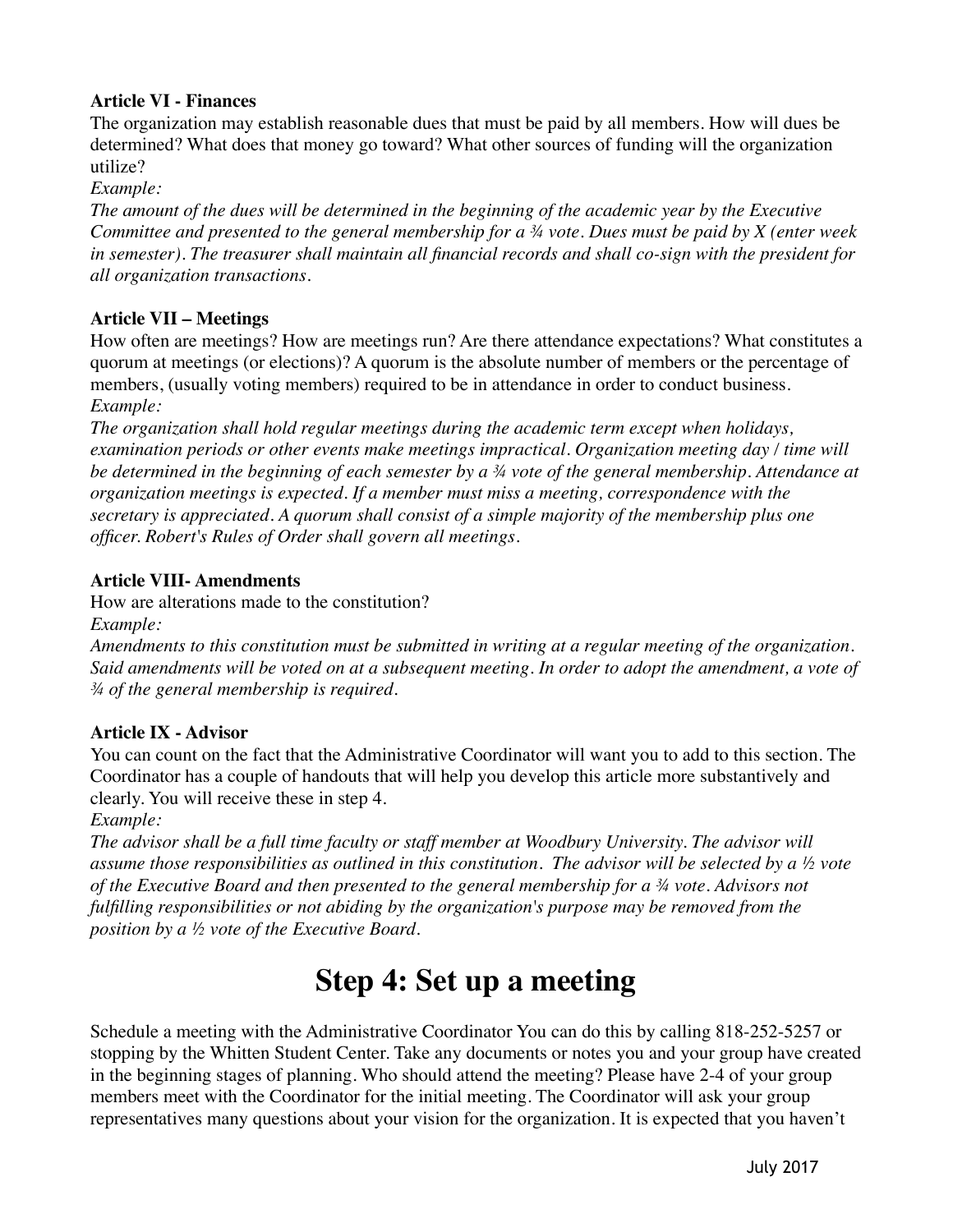**Article VI - Finances**

The organization may establish reasonable dues that must be paid by all members. How will dues be determined? What does that money go toward? What other sources of funding will the organization utilize?

*Example:*

*The amount of the dues will be determined in the beginning of the academic year by the Executive Committee and presented to the general membership for a ¾ vote. Dues must be paid by X (enter week in semester). The treasurer shall maintain all financial records and shall co-sign with the president for all organization transactions.*

**Article VII – Meetings**

How often are meetings? How are meetings run? Are there attendance expectations? What constitutes a quorum at meetings (or elections)? A quorum is the absolute number of members or the percentage of members, (usually voting members) required to be in attendance in order to conduct business.

*Example:*

*The organization shall hold regular meetings during the academic term except when holidays, examination periods or other events make meetings impractical. Organization meeting day / time will be determined in the beginning of each semester by a ¾ vote of the general membership. Attendance at organization meetings is expected. If a member must miss a meeting, correspondence with the secretary is appreciated. A quorum shall consist of a simple majority of the membership plus one officer. Robert's Rules of Order shall govern all meetings.*

**Article VIII- Amendments**

How are alterations made to the constitution?

*Example:*

*Amendments to this constitution must be submitted in writing at a regular meeting of the organization. Said amendments will be voted on at a subsequent meeting. In order to adopt the amendment, a vote of ¾ of the general membership is required.*

**Article IX - Advisor**

You can count on the fact that the Administrative Coordinator will want you to add to this section. The Coordinator has a couple of handouts that will help you develop this article more substantively and clearly. You will receive these in step 4.

*Example:*

*The advisor shall be a full time faculty or staff member at Woodbury University. The advisor will assume those responsibilities as outlined in this constitution. The advisor will be selected by a ½ vote of the Executive Board and then presented to the general membership for a ¾ vote. Advisors not fulfilling responsibilities or not abiding by the organization's purpose may be removed from the position by a ½ vote of the Executive Board.*

# Step 4: Set up a meeting

Schedule a meeting with the Administrative Coordinator You can do this by calling 818-252-5257 or stopping by the Whitten Student Center. Take any documents or notes you and your group have created in the beginning stages of planning. Who should attend the meeting? Please have 2-4 of your group members meet with the Coordinator for the initial meeting. The Coordinator will ask your group representatives many questions about your vision for the organization. It is expected that you haven't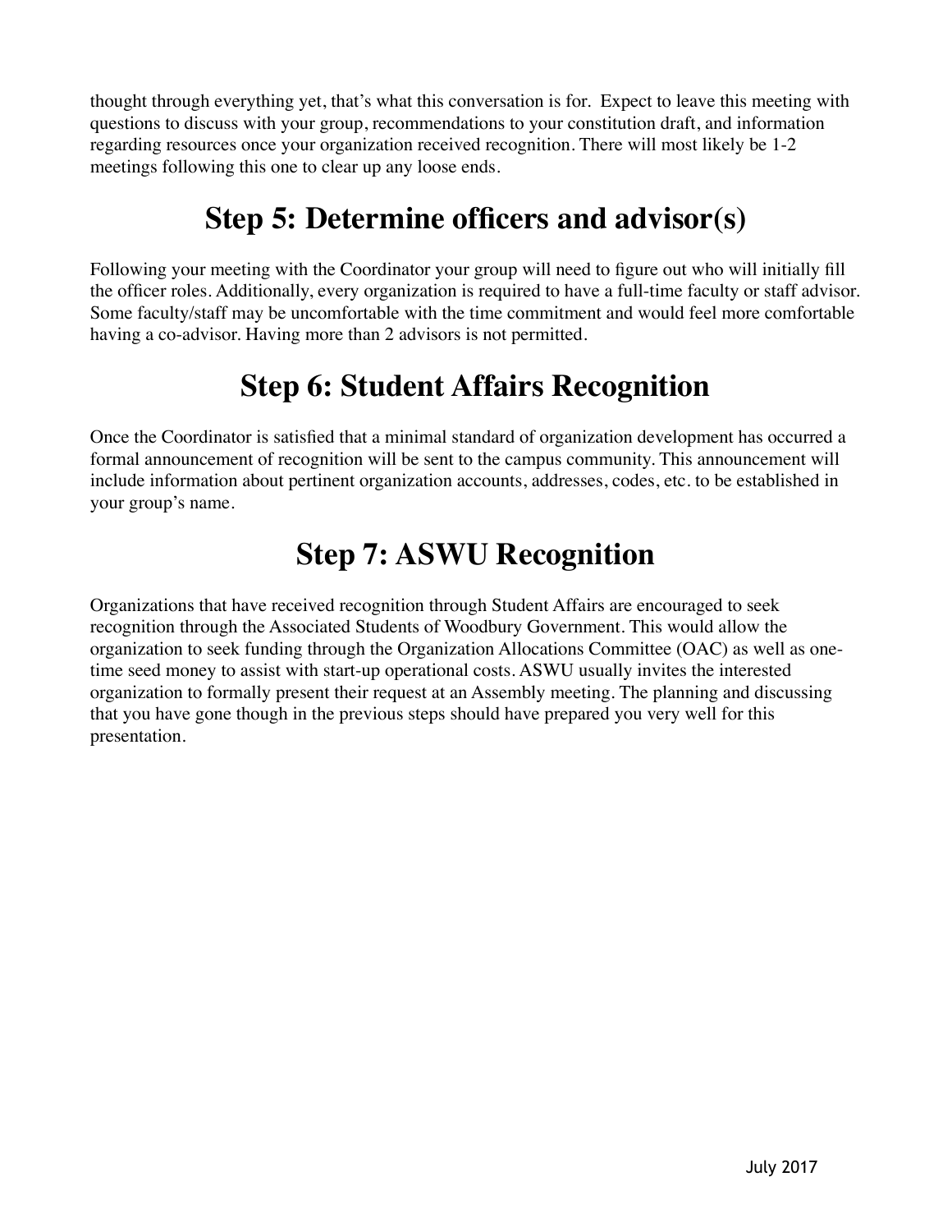thought through everything yet, that's what this conversation is for. Expect to leave this meeting with questions to discuss with your group, recommendations to your constitution draft, and information regarding resources once your organization received recognition. There will most likely be 1-2 meetings following this one to clear up any loose ends.

## Step 5: Determine officers and advisor(s)

Following your meeting with the Coordinator your group will need to figure out who will initially fill the officer roles. Additionally, every organization is required to have a full-time faculty or staff advisor. Some faculty/staff may be uncomfortable with the time commitment and would feel more comfortable having a co-advisor. Having more than 2 advisors is not permitted.

## Step 6: Student Affairs Recognition

Once the Coordinator is satisfied that a minimal standard of organization development has occurred a formal announcement of recognition will be sent to the campus community. This announcement will include information about pertinent organization accounts, addresses, codes, etc. to be established in your group's name.

## Step 7: ASWU Recognition

Organizations that have received recognition through Student Affairs are encouraged to seek recognition through the Associated Students of Woodbury Government. This would allow the organization to seek funding through the Organization Allocations Committee (OAC) as well as one-time seed money to assist with start-up operational costs. ASWU usually invites the interested organization to formally present their request at an Assembly meeting. The planning and discussing that you have gone though in the previous steps should have prepared you very well for this presentation.

July 2017